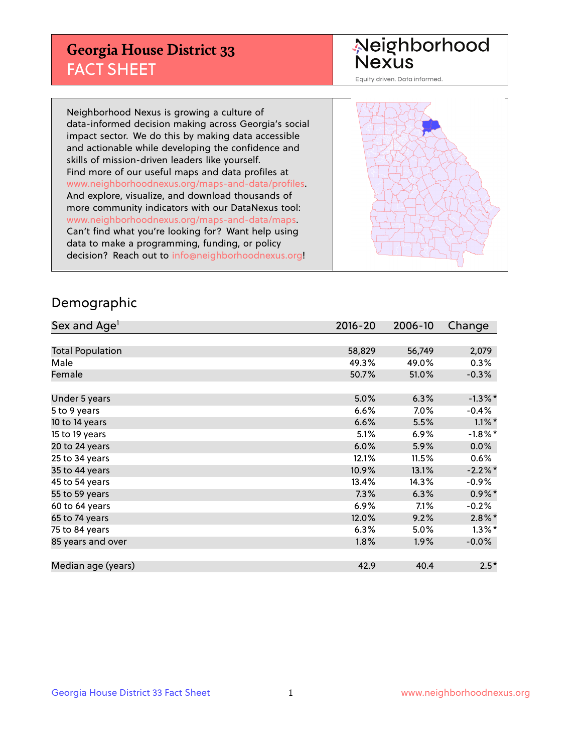# Georgia House District 33
## FACT SHEET

Neighborhood Nexus

Equity driven. Data informed.

Neighborhood Nexus is growing a culture of data-informed decision making across Georgia's social impact sector. We do this by making data accessible and actionable while developing the confidence and skills of mission-driven leaders like yourself. Find more of our useful maps and data profiles at www.neighborhoodnexus.org/maps-and-data/profiles. And explore, visualize, and download thousands of more community indicators with our DataNexus tool: www.neighborhoodnexus.org/maps-and-data/maps. Can't find what you're looking for? Want help using data to make a programming, funding, or policy decision? Reach out to info@neighborhoodnexus.org!

## Demographic

| Sex and Age[1] | 2016-20 | 2006-10 | Change |
|---|---|---|---|
| Total Population | 58,829 | 56,749 | 2,079 |
| Male | 49.3% | 49.0% | 0.3% |
| Female | 50.7% | 51.0% | -0.3% |
| | | | |
| Under 5 years | 5.0% | 6.3% | -1.3%* |
| 5 to 9 years | 6.6% | 7.0% | -0.4% |
| 10 to 14 years | 6.6% | 5.5% | 1.1%* |
| 15 to 19 years | 5.1% | 6.9% | -1.8%* |
| 20 to 24 years | 6.0% | 5.9% | 0.0% |
| 25 to 34 years | 12.1% | 11.5% | 0.6% |
| 35 to 44 years | 10.9% | 13.1% | -2.2%* |
| 45 to 54 years | 13.4% | 14.3% | -0.9% |
| 55 to 59 years | 7.3% | 6.3% | 0.9%* |
| 60 to 64 years | 6.9% | 7.1% | -0.2% |
| 65 to 74 years | 12.0% | 9.2% | 2.8%* |
| 75 to 84 years | 6.3% | 5.0% | 1.3%* |
| 85 years and over | 1.8% | 1.9% | -0.0% |
| | | | |
| Median age (years) | 42.9 | 40.4 | 2.5* |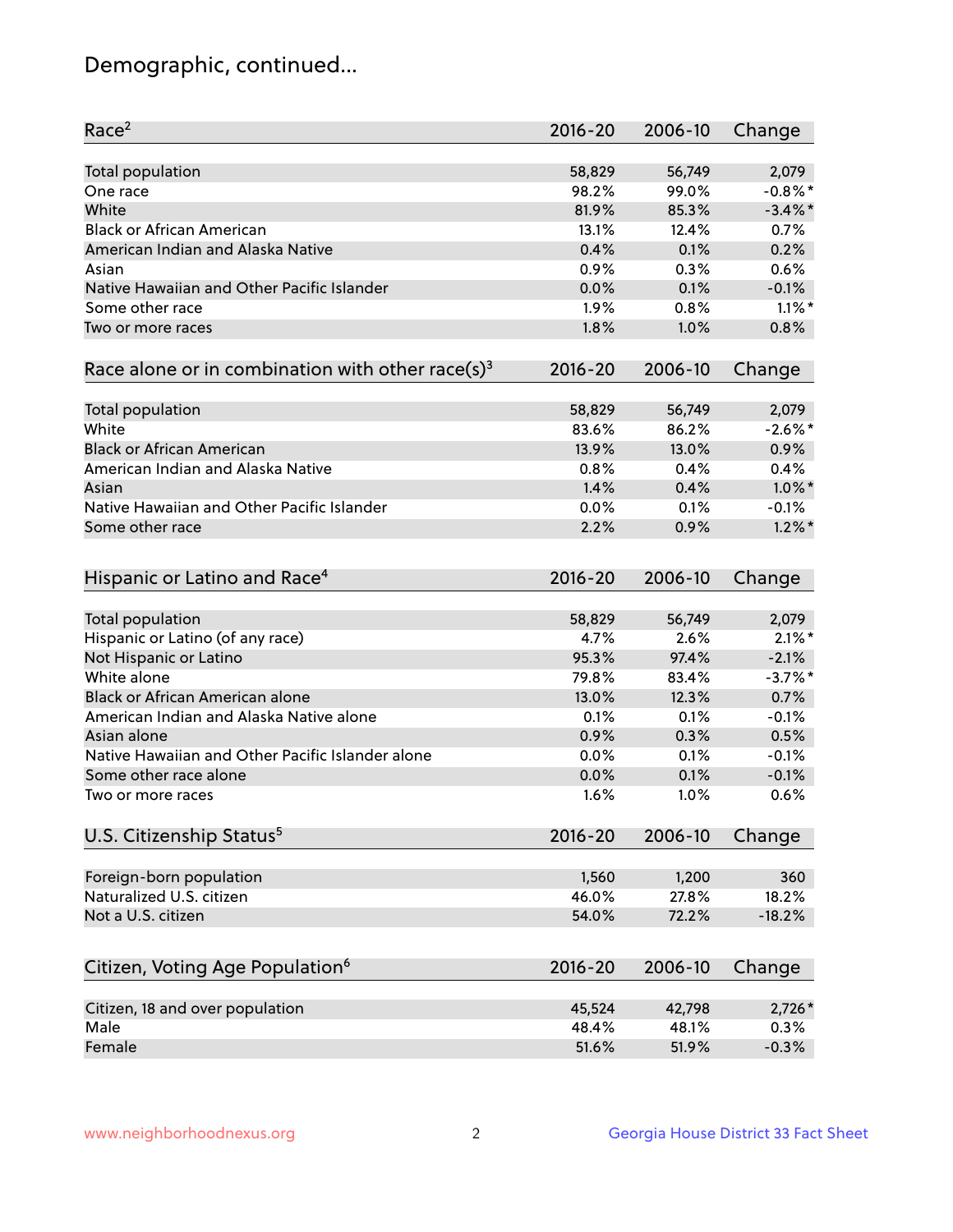# Demographic, continued...

| Race[2] | 2016-20 | 2006-10 | Change |
|---|---|---|---|
| Total population | 58,829 | 56,749 | 2,079 |
| One race | 98.2% | 99.0% | -0.8%* |
| White | 81.9% | 85.3% | -3.4%* |
| Black or African American | 13.1% | 12.4% | 0.7% |
| American Indian and Alaska Native | 0.4% | 0.1% | 0.2% |
| Asian | 0.9% | 0.3% | 0.6% |
| Native Hawaiian and Other Pacific Islander | 0.0% | 0.1% | -0.1% |
| Some other race | 1.9% | 0.8% | 1.1%* |
| Two or more races | 1.8% | 1.0% | 0.8% |

| Race alone or in combination with other race(s)[3] | 2016-20 | 2006-10 | Change |
|---|---|---|---|
| Total population | 58,829 | 56,749 | 2,079 |
| White | 83.6% | 86.2% | -2.6%* |
| Black or African American | 13.9% | 13.0% | 0.9% |
| American Indian and Alaska Native | 0.8% | 0.4% | 0.4% |
| Asian | 1.4% | 0.4% | 1.0%* |
| Native Hawaiian and Other Pacific Islander | 0.0% | 0.1% | -0.1% |
| Some other race | 2.2% | 0.9% | 1.2%* |

| Hispanic or Latino and Race[4] | 2016-20 | 2006-10 | Change |
|---|---|---|---|
| Total population | 58,829 | 56,749 | 2,079 |
| Hispanic or Latino (of any race) | 4.7% | 2.6% | 2.1%* |
| Not Hispanic or Latino | 95.3% | 97.4% | -2.1% |
| White alone | 79.8% | 83.4% | -3.7%* |
| Black or African American alone | 13.0% | 12.3% | 0.7% |
| American Indian and Alaska Native alone | 0.1% | 0.1% | -0.1% |
| Asian alone | 0.9% | 0.3% | 0.5% |
| Native Hawaiian and Other Pacific Islander alone | 0.0% | 0.1% | -0.1% |
| Some other race alone | 0.0% | 0.1% | -0.1% |
| Two or more races | 1.6% | 1.0% | 0.6% |

| U.S. Citizenship Status[5] | 2016-20 | 2006-10 | Change |
|---|---|---|---|
| Foreign-born population | 1,560 | 1,200 | 360 |
| Naturalized U.S. citizen | 46.0% | 27.8% | 18.2% |
| Not a U.S. citizen | 54.0% | 72.2% | -18.2% |

| Citizen, Voting Age Population[6] | 2016-20 | 2006-10 | Change |
|---|---|---|---|
| Citizen, 18 and over population | 45,524 | 42,798 | 2,726* |
| Male | 48.4% | 48.1% | 0.3% |
| Female | 51.6% | 51.9% | -0.3% |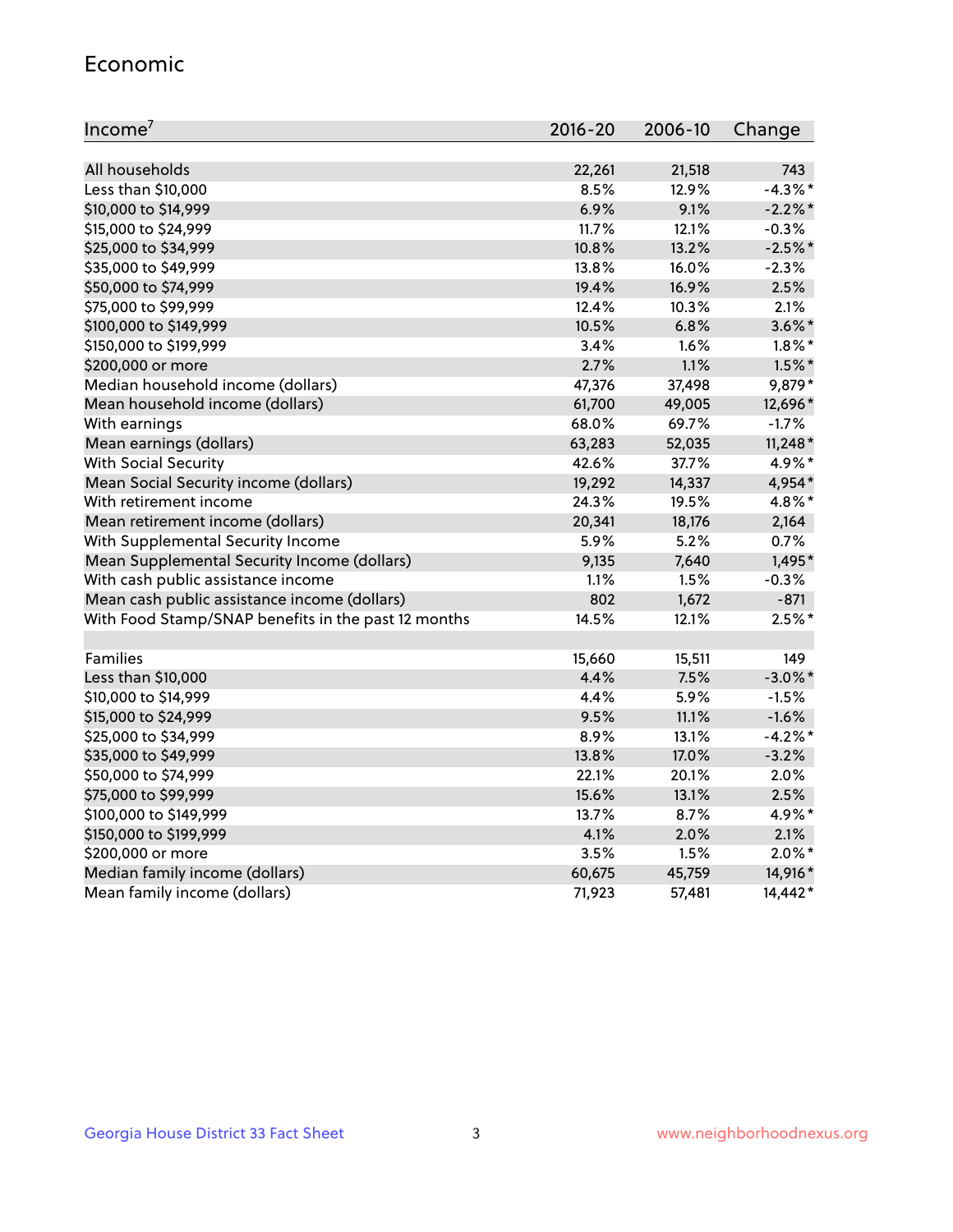## Economic

| Income[7] | 2016-20 | 2006-10 | Change |
|---|---|---|---|
| All households | 22,261 | 21,518 | 743 |
| Less than $10,000 | 8.5% | 12.9% | -4.3%* |
| $10,000 to $14,999 | 6.9% | 9.1% | -2.2%* |
| $15,000 to $24,999 | 11.7% | 12.1% | -0.3% |
| $25,000 to $34,999 | 10.8% | 13.2% | -2.5%* |
| $35,000 to $49,999 | 13.8% | 16.0% | -2.3% |
| $50,000 to $74,999 | 19.4% | 16.9% | 2.5% |
| $75,000 to $99,999 | 12.4% | 10.3% | 2.1% |
| $100,000 to $149,999 | 10.5% | 6.8% | 3.6%* |
| $150,000 to $199,999 | 3.4% | 1.6% | 1.8%* |
| $200,000 or more | 2.7% | 1.1% | 1.5%* |
| Median household income (dollars) | 47,376 | 37,498 | 9,879* |
| Mean household income (dollars) | 61,700 | 49,005 | 12,696* |
| With earnings | 68.0% | 69.7% | -1.7% |
| Mean earnings (dollars) | 63,283 | 52,035 | 11,248* |
| With Social Security | 42.6% | 37.7% | 4.9%* |
| Mean Social Security income (dollars) | 19,292 | 14,337 | 4,954* |
| With retirement income | 24.3% | 19.5% | 4.8%* |
| Mean retirement income (dollars) | 20,341 | 18,176 | 2,164 |
| With Supplemental Security Income | 5.9% | 5.2% | 0.7% |
| Mean Supplemental Security Income (dollars) | 9,135 | 7,640 | 1,495* |
| With cash public assistance income | 1.1% | 1.5% | -0.3% |
| Mean cash public assistance income (dollars) | 802 | 1,672 | -871 |
| With Food Stamp/SNAP benefits in the past 12 months | 14.5% | 12.1% | 2.5%* |
| | | | |
| Families | 15,660 | 15,511 | 149 |
| Less than $10,000 | 4.4% | 7.5% | -3.0%* |
| $10,000 to $14,999 | 4.4% | 5.9% | -1.5% |
| $15,000 to $24,999 | 9.5% | 11.1% | -1.6% |
| $25,000 to $34,999 | 8.9% | 13.1% | -4.2%* |
| $35,000 to $49,999 | 13.8% | 17.0% | -3.2% |
| $50,000 to $74,999 | 22.1% | 20.1% | 2.0% |
| $75,000 to $99,999 | 15.6% | 13.1% | 2.5% |
| $100,000 to $149,999 | 13.7% | 8.7% | 4.9%* |
| $150,000 to $199,999 | 4.1% | 2.0% | 2.1% |
| $200,000 or more | 3.5% | 1.5% | 2.0%* |
| Median family income (dollars) | 60,675 | 45,759 | 14,916* |
| Mean family income (dollars) | 71,923 | 57,481 | 14,442* |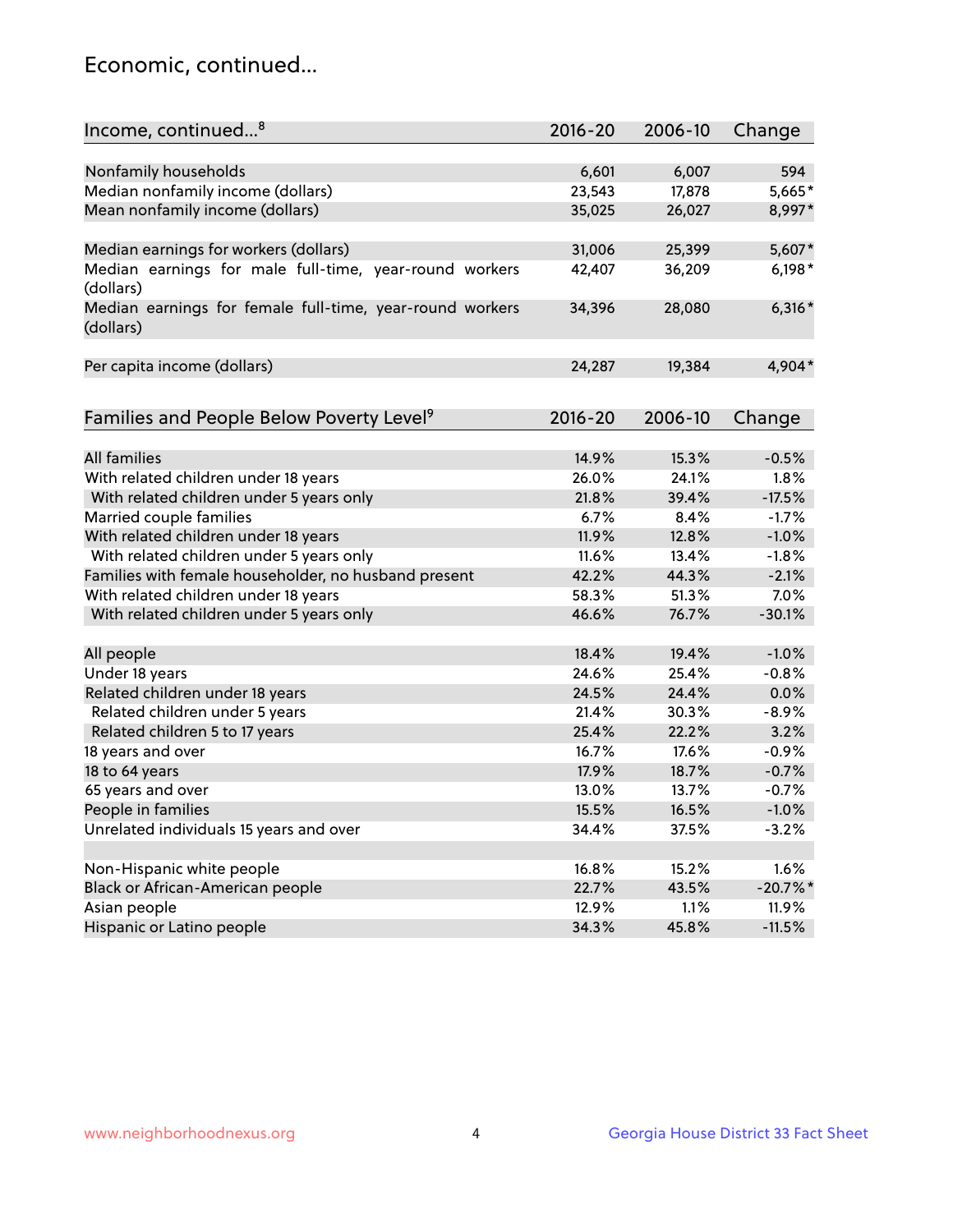## Economic, continued...

| Income, continued...[8] | 2016-20 | 2006-10 | Change |
|---|---|---|---|
| Nonfamily households | 6,601 | 6,007 | 594 |
| Median nonfamily income (dollars) | 23,543 | 17,878 | 5,665* |
| Mean nonfamily income (dollars) | 35,025 | 26,027 | 8,997* |
| Median earnings for workers (dollars) | 31,006 | 25,399 | 5,607* |
| Median earnings for male full-time, year-round workers (dollars) | 42,407 | 36,209 | 6,198* |
| Median earnings for female full-time, year-round workers (dollars) | 34,396 | 28,080 | 6,316* |
| Per capita income (dollars) | 24,287 | 19,384 | 4,904* |

| Families and People Below Poverty Level[9] | 2016-20 | 2006-10 | Change |
|---|---|---|---|
| All families | 14.9% | 15.3% | -0.5% |
| With related children under 18 years | 26.0% | 24.1% | 1.8% |
| With related children under 5 years only | 21.8% | 39.4% | -17.5% |
| Married couple families | 6.7% | 8.4% | -1.7% |
| With related children under 18 years | 11.9% | 12.8% | -1.0% |
| With related children under 5 years only | 11.6% | 13.4% | -1.8% |
| Families with female householder, no husband present | 42.2% | 44.3% | -2.1% |
| With related children under 18 years | 58.3% | 51.3% | 7.0% |
| With related children under 5 years only | 46.6% | 76.7% | -30.1% |
| All people | 18.4% | 19.4% | -1.0% |
| Under 18 years | 24.6% | 25.4% | -0.8% |
| Related children under 18 years | 24.5% | 24.4% | 0.0% |
| Related children under 5 years | 21.4% | 30.3% | -8.9% |
| Related children 5 to 17 years | 25.4% | 22.2% | 3.2% |
| 18 years and over | 16.7% | 17.6% | -0.9% |
| 18 to 64 years | 17.9% | 18.7% | -0.7% |
| 65 years and over | 13.0% | 13.7% | -0.7% |
| People in families | 15.5% | 16.5% | -1.0% |
| Unrelated individuals 15 years and over | 34.4% | 37.5% | -3.2% |
| Non-Hispanic white people | 16.8% | 15.2% | 1.6% |
| Black or African-American people | 22.7% | 43.5% | -20.7%* |
| Asian people | 12.9% | 1.1% | 11.9% |
| Hispanic or Latino people | 34.3% | 45.8% | -11.5% |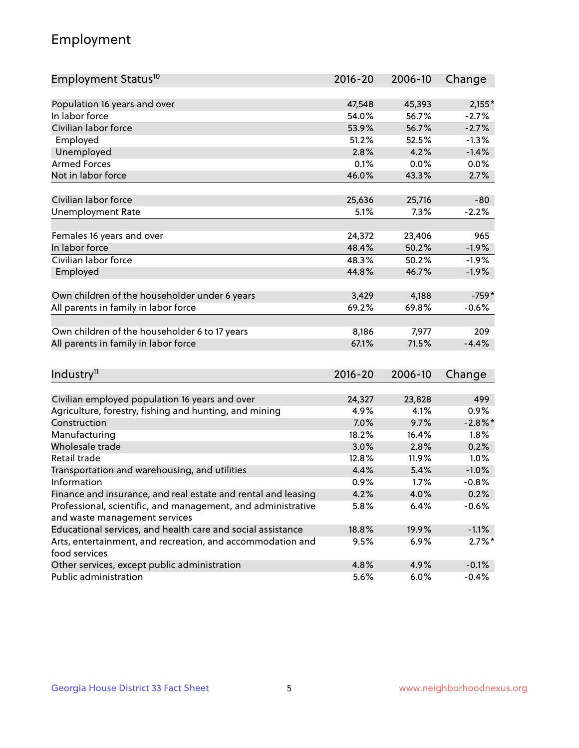## Employment

| Employment Status[10] | 2016-20 | 2006-10 | Change |
|---|---|---|---|
| Population 16 years and over | 47,548 | 45,393 | 2,155* |
| In labor force | 54.0% | 56.7% | -2.7% |
| Civilian labor force | 53.9% | 56.7% | -2.7% |
| Employed | 51.2% | 52.5% | -1.3% |
| Unemployed | 2.8% | 4.2% | -1.4% |
| Armed Forces | 0.1% | 0.0% | 0.0% |
| Not in labor force | 46.0% | 43.3% | 2.7% |
| | | | |
| Civilian labor force | 25,636 | 25,716 | -80 |
| Unemployment Rate | 5.1% | 7.3% | -2.2% |
| | | | |
| Females 16 years and over | 24,372 | 23,406 | 965 |
| In labor force | 48.4% | 50.2% | -1.9% |
| Civilian labor force | 48.3% | 50.2% | -1.9% |
| Employed | 44.8% | 46.7% | -1.9% |
| | | | |
| Own children of the householder under 6 years | 3,429 | 4,188 | -759* |
| All parents in family in labor force | 69.2% | 69.8% | -0.6% |
| | | | |
| Own children of the householder 6 to 17 years | 8,186 | 7,977 | 209 |
| All parents in family in labor force | 67.1% | 71.5% | -4.4% |

| Industry[11] | 2016-20 | 2006-10 | Change |
|---|---|---|---|
| Civilian employed population 16 years and over | 24,327 | 23,828 | 499 |
| Agriculture, forestry, fishing and hunting, and mining | 4.9% | 4.1% | 0.9% |
| Construction | 7.0% | 9.7% | -2.8%* |
| Manufacturing | 18.2% | 16.4% | 1.8% |
| Wholesale trade | 3.0% | 2.8% | 0.2% |
| Retail trade | 12.8% | 11.9% | 1.0% |
| Transportation and warehousing, and utilities | 4.4% | 5.4% | -1.0% |
| Information | 0.9% | 1.7% | -0.8% |
| Finance and insurance, and real estate and rental and leasing | 4.2% | 4.0% | 0.2% |
| Professional, scientific, and management, and administrative and waste management services | 5.8% | 6.4% | -0.6% |
| Educational services, and health care and social assistance | 18.8% | 19.9% | -1.1% |
| Arts, entertainment, and recreation, and accommodation and food services | 9.5% | 6.9% | 2.7%* |
| Other services, except public administration | 4.8% | 4.9% | -0.1% |
| Public administration | 5.6% | 6.0% | -0.4% |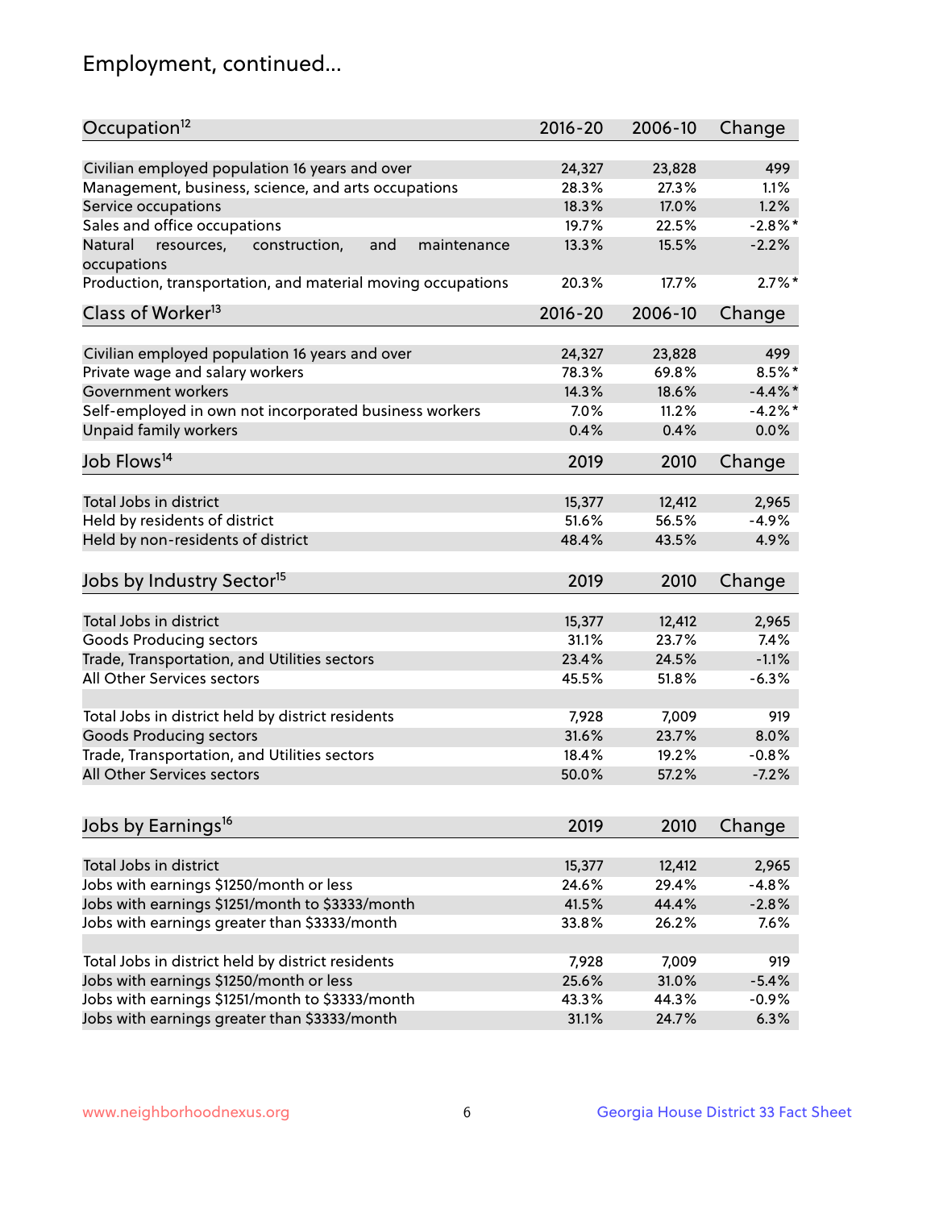## Employment, continued...

| Occupation[12] | 2016-20 | 2006-10 | Change |
|---|---|---|---|
| Civilian employed population 16 years and over | 24,327 | 23,828 | 499 |
| Management, business, science, and arts occupations | 28.3% | 27.3% | 1.1% |
| Service occupations | 18.3% | 17.0% | 1.2% |
| Sales and office occupations | 19.7% | 22.5% | -2.8%* |
| Natural resources, construction, and maintenance occupations | 13.3% | 15.5% | -2.2% |
| Production, transportation, and material moving occupations | 20.3% | 17.7% | 2.7%* |

| Class of Worker[13] | 2016-20 | 2006-10 | Change |
|---|---|---|---|
| Civilian employed population 16 years and over | 24,327 | 23,828 | 499 |
| Private wage and salary workers | 78.3% | 69.8% | 8.5%* |
| Government workers | 14.3% | 18.6% | -4.4%* |
| Self-employed in own not incorporated business workers | 7.0% | 11.2% | -4.2%* |
| Unpaid family workers | 0.4% | 0.4% | 0.0% |

| Job Flows[14] | 2019 | 2010 | Change |
|---|---|---|---|
| Total Jobs in district | 15,377 | 12,412 | 2,965 |
| Held by residents of district | 51.6% | 56.5% | -4.9% |
| Held by non-residents of district | 48.4% | 43.5% | 4.9% |

| Jobs by Industry Sector[15] | 2019 | 2010 | Change |
|---|---|---|---|
| Total Jobs in district | 15,377 | 12,412 | 2,965 |
| Goods Producing sectors | 31.1% | 23.7% | 7.4% |
| Trade, Transportation, and Utilities sectors | 23.4% | 24.5% | -1.1% |
| All Other Services sectors | 45.5% | 51.8% | -6.3% |
| | | | |
| Total Jobs in district held by district residents | 7,928 | 7,009 | 919 |
| Goods Producing sectors | 31.6% | 23.7% | 8.0% |
| Trade, Transportation, and Utilities sectors | 18.4% | 19.2% | -0.8% |
| All Other Services sectors | 50.0% | 57.2% | -7.2% |

| Jobs by Earnings[16] | 2019 | 2010 | Change |
|---|---|---|---|
| Total Jobs in district | 15,377 | 12,412 | 2,965 |
| Jobs with earnings $1250/month or less | 24.6% | 29.4% | -4.8% |
| Jobs with earnings $1251/month to $3333/month | 41.5% | 44.4% | -2.8% |
| Jobs with earnings greater than $3333/month | 33.8% | 26.2% | 7.6% |
| | | | |
| Total Jobs in district held by district residents | 7,928 | 7,009 | 919 |
| Jobs with earnings $1250/month or less | 25.6% | 31.0% | -5.4% |
| Jobs with earnings $1251/month to $3333/month | 43.3% | 44.3% | -0.9% |
| Jobs with earnings greater than $3333/month | 31.1% | 24.7% | 6.3% |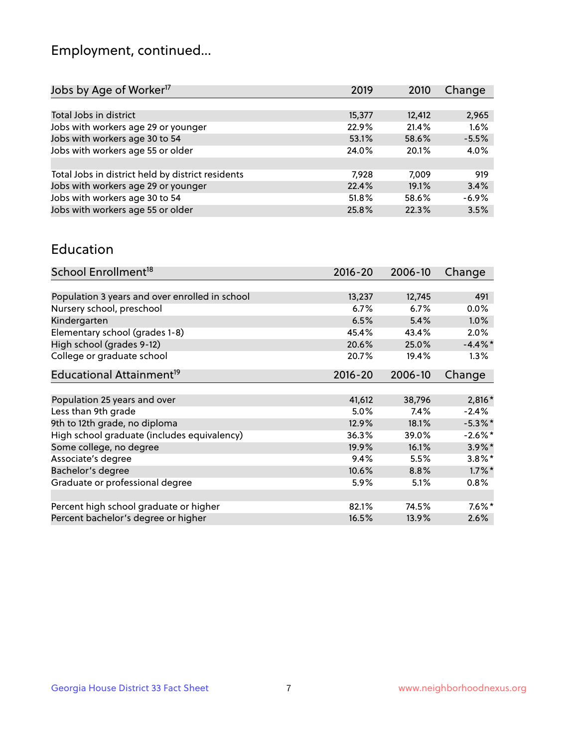# Employment, continued...

| Jobs by Age of Worker[17] | 2019 | 2010 | Change |
|---|---|---|---|
| Total Jobs in district | 15,377 | 12,412 | 2,965 |
| Jobs with workers age 29 or younger | 22.9% | 21.4% | 1.6% |
| Jobs with workers age 30 to 54 | 53.1% | 58.6% | -5.5% |
| Jobs with workers age 55 or older | 24.0% | 20.1% | 4.0% |
| | | | |
| Total Jobs in district held by district residents | 7,928 | 7,009 | 919 |
| Jobs with workers age 29 or younger | 22.4% | 19.1% | 3.4% |
| Jobs with workers age 30 to 54 | 51.8% | 58.6% | -6.9% |
| Jobs with workers age 55 or older | 25.8% | 22.3% | 3.5% |

## Education

| School Enrollment[18] | 2016-20 | 2006-10 | Change |
|---|---|---|---|
| Population 3 years and over enrolled in school | 13,237 | 12,745 | 491 |
| Nursery school, preschool | 6.7% | 6.7% | 0.0% |
| Kindergarten | 6.5% | 5.4% | 1.0% |
| Elementary school (grades 1-8) | 45.4% | 43.4% | 2.0% |
| High school (grades 9-12) | 20.6% | 25.0% | -4.4%* |
| College or graduate school | 20.7% | 19.4% | 1.3% |

| Educational Attainment[19] | 2016-20 | 2006-10 | Change |
|---|---|---|---|
| Population 25 years and over | 41,612 | 38,796 | 2,816* |
| Less than 9th grade | 5.0% | 7.4% | -2.4% |
| 9th to 12th grade, no diploma | 12.9% | 18.1% | -5.3%* |
| High school graduate (includes equivalency) | 36.3% | 39.0% | -2.6%* |
| Some college, no degree | 19.9% | 16.1% | 3.9%* |
| Associate's degree | 9.4% | 5.5% | 3.8%* |
| Bachelor's degree | 10.6% | 8.8% | 1.7%* |
| Graduate or professional degree | 5.9% | 5.1% | 0.8% |
| | | | |
| Percent high school graduate or higher | 82.1% | 74.5% | 7.6%* |
| Percent bachelor's degree or higher | 16.5% | 13.9% | 2.6% |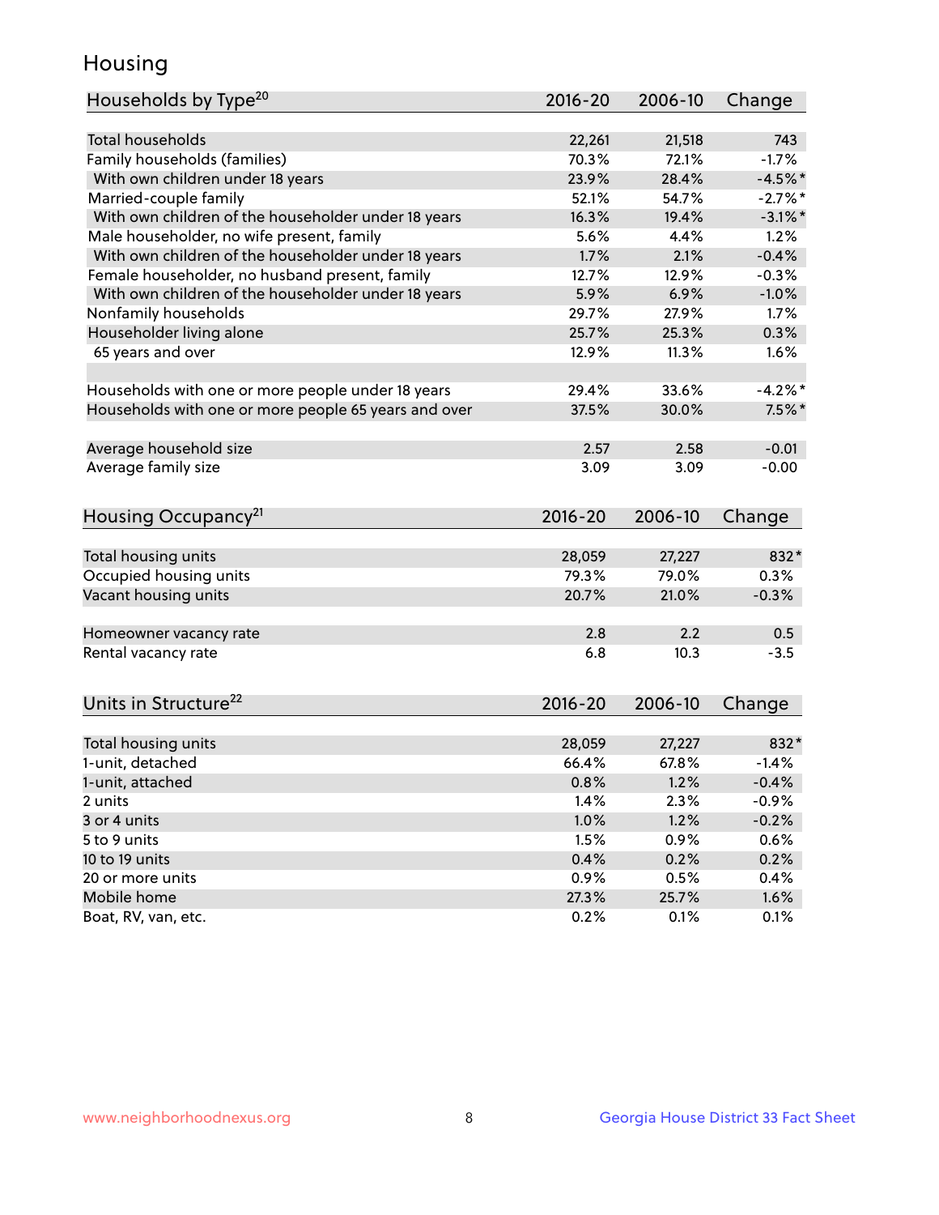## Housing

| Households by Type[20] | 2016-20 | 2006-10 | Change |
|---|---|---|---|
| Total households | 22,261 | 21,518 | 743 |
| Family households (families) | 70.3% | 72.1% | -1.7% |
| With own children under 18 years | 23.9% | 28.4% | -4.5%* |
| Married-couple family | 52.1% | 54.7% | -2.7%* |
| With own children of the householder under 18 years | 16.3% | 19.4% | -3.1%* |
| Male householder, no wife present, family | 5.6% | 4.4% | 1.2% |
| With own children of the householder under 18 years | 1.7% | 2.1% | -0.4% |
| Female householder, no husband present, family | 12.7% | 12.9% | -0.3% |
| With own children of the householder under 18 years | 5.9% | 6.9% | -1.0% |
| Nonfamily households | 29.7% | 27.9% | 1.7% |
| Householder living alone | 25.7% | 25.3% | 0.3% |
| 65 years and over | 12.9% | 11.3% | 1.6% |
| Households with one or more people under 18 years | 29.4% | 33.6% | -4.2%* |
| Households with one or more people 65 years and over | 37.5% | 30.0% | 7.5%* |
| Average household size | 2.57 | 2.58 | -0.01 |
| Average family size | 3.09 | 3.09 | -0.00 |

| Housing Occupancy[21] | 2016-20 | 2006-10 | Change |
|---|---|---|---|
| Total housing units | 28,059 | 27,227 | 832* |
| Occupied housing units | 79.3% | 79.0% | 0.3% |
| Vacant housing units | 20.7% | 21.0% | -0.3% |
| Homeowner vacancy rate | 2.8 | 2.2 | 0.5 |
| Rental vacancy rate | 6.8 | 10.3 | -3.5 |

| Units in Structure[22] | 2016-20 | 2006-10 | Change |
|---|---|---|---|
| Total housing units | 28,059 | 27,227 | 832* |
| 1-unit, detached | 66.4% | 67.8% | -1.4% |
| 1-unit, attached | 0.8% | 1.2% | -0.4% |
| 2 units | 1.4% | 2.3% | -0.9% |
| 3 or 4 units | 1.0% | 1.2% | -0.2% |
| 5 to 9 units | 1.5% | 0.9% | 0.6% |
| 10 to 19 units | 0.4% | 0.2% | 0.2% |
| 20 or more units | 0.9% | 0.5% | 0.4% |
| Mobile home | 27.3% | 25.7% | 1.6% |
| Boat, RV, van, etc. | 0.2% | 0.1% | 0.1% |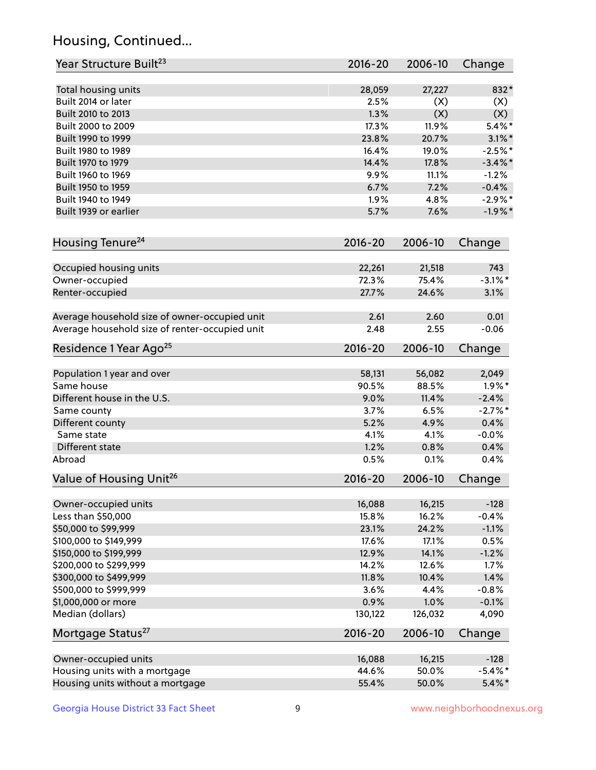# Housing, Continued...

| Year Structure Built[23] | 2016-20 | 2006-10 | Change |
|---|---|---|---|
| Total housing units | 28,059 | 27,227 | 832* |
| Built 2014 or later | 2.5% | (X) | (X) |
| Built 2010 to 2013 | 1.3% | (X) | (X) |
| Built 2000 to 2009 | 17.3% | 11.9% | 5.4%* |
| Built 1990 to 1999 | 23.8% | 20.7% | 3.1%* |
| Built 1980 to 1989 | 16.4% | 19.0% | -2.5%* |
| Built 1970 to 1979 | 14.4% | 17.8% | -3.4%* |
| Built 1960 to 1969 | 9.9% | 11.1% | -1.2% |
| Built 1950 to 1959 | 6.7% | 7.2% | -0.4% |
| Built 1940 to 1949 | 1.9% | 4.8% | -2.9%* |
| Built 1939 or earlier | 5.7% | 7.6% | -1.9%* |

| Housing Tenure[24] | 2016-20 | 2006-10 | Change |
|---|---|---|---|
| Occupied housing units | 22,261 | 21,518 | 743 |
| Owner-occupied | 72.3% | 75.4% | -3.1%* |
| Renter-occupied | 27.7% | 24.6% | 3.1% |
| Average household size of owner-occupied unit | 2.61 | 2.60 | 0.01 |
| Average household size of renter-occupied unit | 2.48 | 2.55 | -0.06 |

| Residence 1 Year Ago[25] | 2016-20 | 2006-10 | Change |
|---|---|---|---|
| Population 1 year and over | 58,131 | 56,082 | 2,049 |
| Same house | 90.5% | 88.5% | 1.9%* |
| Different house in the U.S. | 9.0% | 11.4% | -2.4% |
| Same county | 3.7% | 6.5% | -2.7%* |
| Different county | 5.2% | 4.9% | 0.4% |
| Same state | 4.1% | 4.1% | -0.0% |
| Different state | 1.2% | 0.8% | 0.4% |
| Abroad | 0.5% | 0.1% | 0.4% |

| Value of Housing Unit[26] | 2016-20 | 2006-10 | Change |
|---|---|---|---|
| Owner-occupied units | 16,088 | 16,215 | -128 |
| Less than $50,000 | 15.8% | 16.2% | -0.4% |
| $50,000 to $99,999 | 23.1% | 24.2% | -1.1% |
| $100,000 to $149,999 | 17.6% | 17.1% | 0.5% |
| $150,000 to $199,999 | 12.9% | 14.1% | -1.2% |
| $200,000 to $299,999 | 14.2% | 12.6% | 1.7% |
| $300,000 to $499,999 | 11.8% | 10.4% | 1.4% |
| $500,000 to $999,999 | 3.6% | 4.4% | -0.8% |
| $1,000,000 or more | 0.9% | 1.0% | -0.1% |
| Median (dollars) | 130,122 | 126,032 | 4,090 |

| Mortgage Status[27] | 2016-20 | 2006-10 | Change |
|---|---|---|---|
| Owner-occupied units | 16,088 | 16,215 | -128 |
| Housing units with a mortgage | 44.6% | 50.0% | -5.4%* |
| Housing units without a mortgage | 55.4% | 50.0% | 5.4%* |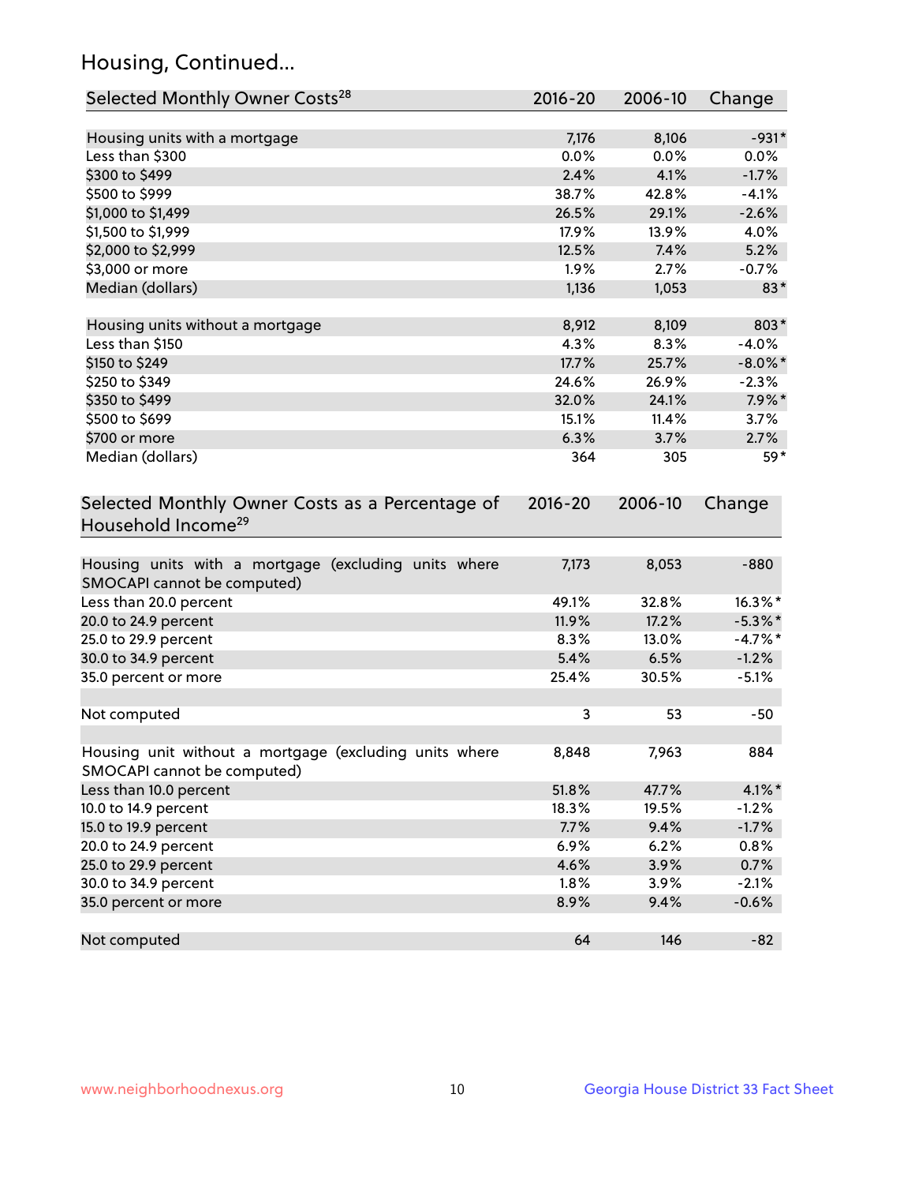## Housing, Continued...

| Selected Monthly Owner Costs[28] | 2016-20 | 2006-10 | Change |
|---|---|---|---|
| Housing units with a mortgage | 7,176 | 8,106 | -931* |
| Less than $300 | 0.0% | 0.0% | 0.0% |
| $300 to $499 | 2.4% | 4.1% | -1.7% |
| $500 to $999 | 38.7% | 42.8% | -4.1% |
| $1,000 to $1,499 | 26.5% | 29.1% | -2.6% |
| $1,500 to $1,999 | 17.9% | 13.9% | 4.0% |
| $2,000 to $2,999 | 12.5% | 7.4% | 5.2% |
| $3,000 or more | 1.9% | 2.7% | -0.7% |
| Median (dollars) | 1,136 | 1,053 | 83* |
| | | | |
| Housing units without a mortgage | 8,912 | 8,109 | 803* |
| Less than $150 | 4.3% | 8.3% | -4.0% |
| $150 to $249 | 17.7% | 25.7% | -8.0%* |
| $250 to $349 | 24.6% | 26.9% | -2.3% |
| $350 to $499 | 32.0% | 24.1% | 7.9%* |
| $500 to $699 | 15.1% | 11.4% | 3.7% |
| $700 or more | 6.3% | 3.7% | 2.7% |
| Median (dollars) | 364 | 305 | 59* |

| Selected Monthly Owner Costs as a Percentage of Household Income[29] | 2016-20 | 2006-10 | Change |
|---|---|---|---|
| Housing units with a mortgage (excluding units where SMOCAPI cannot be computed) | 7,173 | 8,053 | -880 |
| Less than 20.0 percent | 49.1% | 32.8% | 16.3%* |
| 20.0 to 24.9 percent | 11.9% | 17.2% | -5.3%* |
| 25.0 to 29.9 percent | 8.3% | 13.0% | -4.7%* |
| 30.0 to 34.9 percent | 5.4% | 6.5% | -1.2% |
| 35.0 percent or more | 25.4% | 30.5% | -5.1% |
| | | | |
| Not computed | 3 | 53 | -50 |
| | | | |
| Housing unit without a mortgage (excluding units where SMOCAPI cannot be computed) | 8,848 | 7,963 | 884 |
| Less than 10.0 percent | 51.8% | 47.7% | 4.1%* |
| 10.0 to 14.9 percent | 18.3% | 19.5% | -1.2% |
| 15.0 to 19.9 percent | 7.7% | 9.4% | -1.7% |
| 20.0 to 24.9 percent | 6.9% | 6.2% | 0.8% |
| 25.0 to 29.9 percent | 4.6% | 3.9% | 0.7% |
| 30.0 to 34.9 percent | 1.8% | 3.9% | -2.1% |
| 35.0 percent or more | 8.9% | 9.4% | -0.6% |
| | | | |
| Not computed | 64 | 146 | -82 |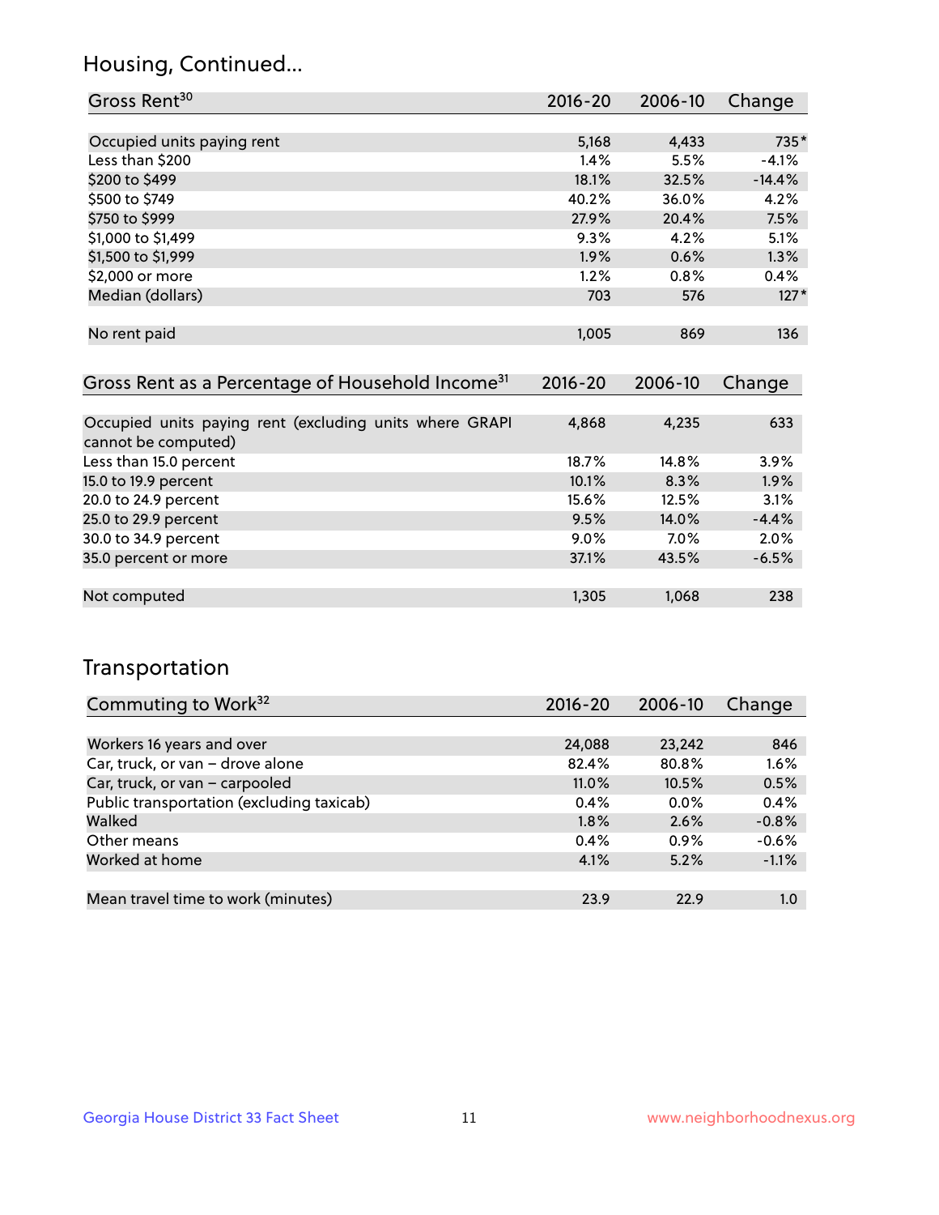## Housing, Continued...

| Gross Rent[30] | 2016-20 | 2006-10 | Change |
|---|---|---|---|
| Occupied units paying rent | 5,168 | 4,433 | 735* |
| Less than $200 | 1.4% | 5.5% | -4.1% |
| $200 to $499 | 18.1% | 32.5% | -14.4% |
| $500 to $749 | 40.2% | 36.0% | 4.2% |
| $750 to $999 | 27.9% | 20.4% | 7.5% |
| $1,000 to $1,499 | 9.3% | 4.2% | 5.1% |
| $1,500 to $1,999 | 1.9% | 0.6% | 1.3% |
| $2,000 or more | 1.2% | 0.8% | 0.4% |
| Median (dollars) | 703 | 576 | 127* |
| No rent paid | 1,005 | 869 | 136 |

| Gross Rent as a Percentage of Household Income[31] | 2016-20 | 2006-10 | Change |
|---|---|---|---|
| Occupied units paying rent (excluding units where GRAPI cannot be computed) | 4,868 | 4,235 | 633 |
| Less than 15.0 percent | 18.7% | 14.8% | 3.9% |
| 15.0 to 19.9 percent | 10.1% | 8.3% | 1.9% |
| 20.0 to 24.9 percent | 15.6% | 12.5% | 3.1% |
| 25.0 to 29.9 percent | 9.5% | 14.0% | -4.4% |
| 30.0 to 34.9 percent | 9.0% | 7.0% | 2.0% |
| 35.0 percent or more | 37.1% | 43.5% | -6.5% |
| Not computed | 1,305 | 1,068 | 238 |

## Transportation

| Commuting to Work[32] | 2016-20 | 2006-10 | Change |
|---|---|---|---|
| Workers 16 years and over | 24,088 | 23,242 | 846 |
| Car, truck, or van – drove alone | 82.4% | 80.8% | 1.6% |
| Car, truck, or van – carpooled | 11.0% | 10.5% | 0.5% |
| Public transportation (excluding taxicab) | 0.4% | 0.0% | 0.4% |
| Walked | 1.8% | 2.6% | -0.8% |
| Other means | 0.4% | 0.9% | -0.6% |
| Worked at home | 4.1% | 5.2% | -1.1% |
| Mean travel time to work (minutes) | 23.9 | 22.9 | 1.0 |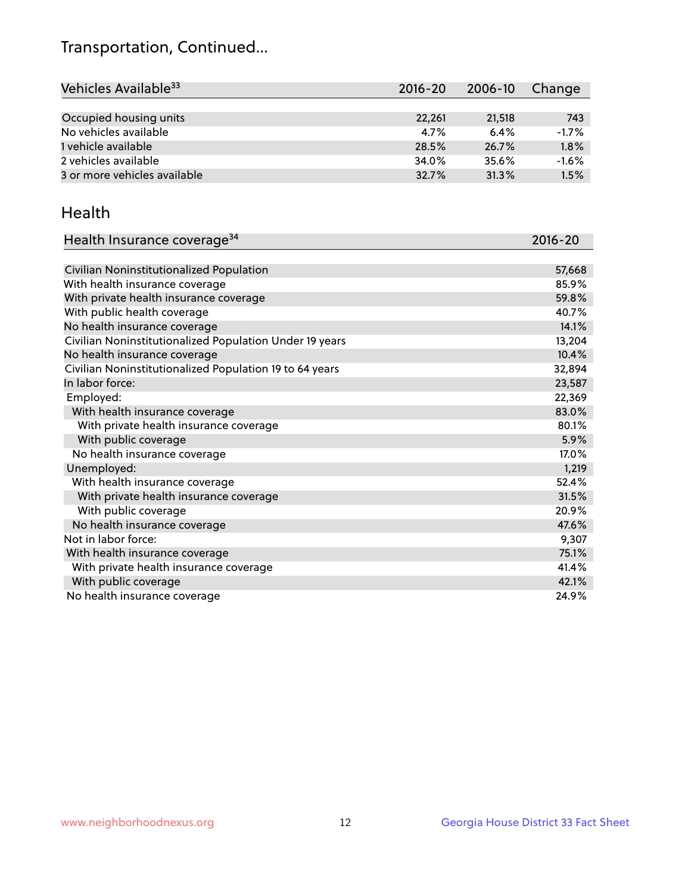# Transportation, Continued...

| Vehicles Available[33] | 2016-20 | 2006-10 | Change |
|---|---|---|---|
| Occupied housing units | 22,261 | 21,518 | 743 |
| No vehicles available | 4.7% | 6.4% | -1.7% |
| 1 vehicle available | 28.5% | 26.7% | 1.8% |
| 2 vehicles available | 34.0% | 35.6% | -1.6% |
| 3 or more vehicles available | 32.7% | 31.3% | 1.5% |

## Health

| Health Insurance coverage[34] | 2016-20 |
|---|---|
| Civilian Noninstitutionalized Population | 57,668 |
| With health insurance coverage | 85.9% |
| With private health insurance coverage | 59.8% |
| With public health coverage | 40.7% |
| No health insurance coverage | 14.1% |
| Civilian Noninstitutionalized Population Under 19 years | 13,204 |
| No health insurance coverage | 10.4% |
| Civilian Noninstitutionalized Population 19 to 64 years | 32,894 |
| In labor force: | 23,587 |
| Employed: | 22,369 |
| With health insurance coverage | 83.0% |
| With private health insurance coverage | 80.1% |
| With public coverage | 5.9% |
| No health insurance coverage | 17.0% |
| Unemployed: | 1,219 |
| With health insurance coverage | 52.4% |
| With private health insurance coverage | 31.5% |
| With public coverage | 20.9% |
| No health insurance coverage | 47.6% |
| Not in labor force: | 9,307 |
| With health insurance coverage | 75.1% |
| With private health insurance coverage | 41.4% |
| With public coverage | 42.1% |
| No health insurance coverage | 24.9% |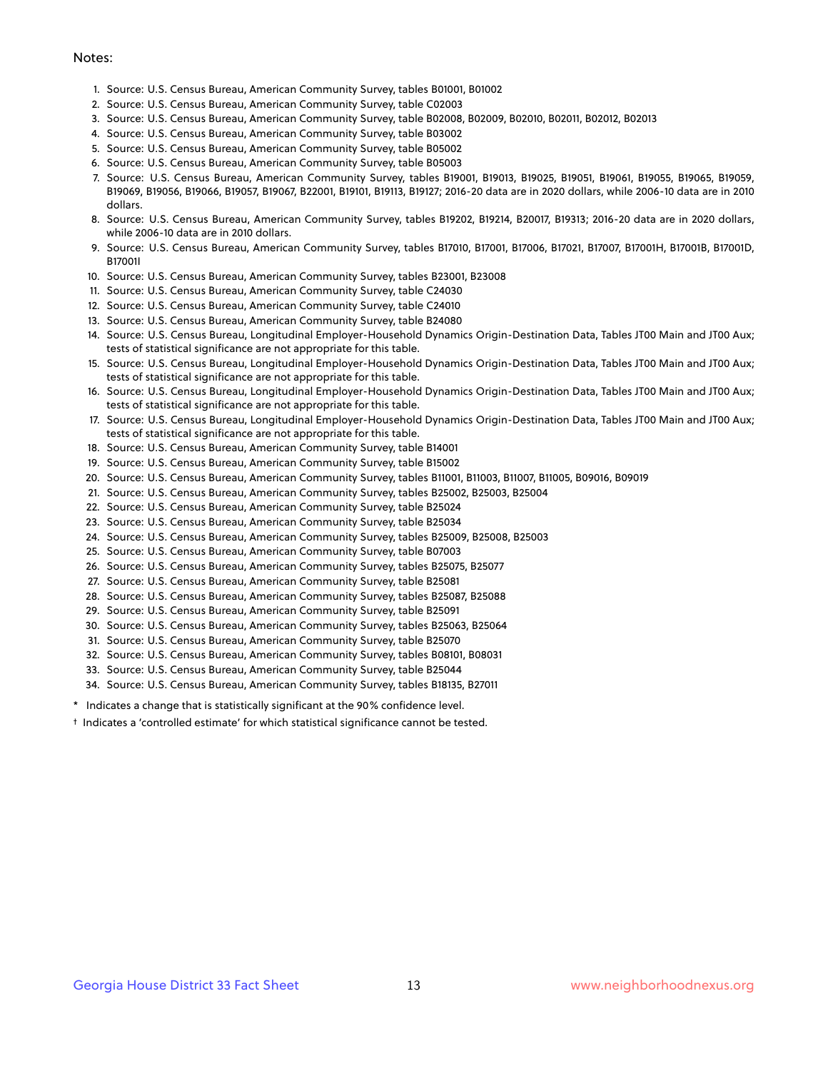Notes:

1. Source: U.S. Census Bureau, American Community Survey, tables B01001, B01002
2. Source: U.S. Census Bureau, American Community Survey, table C02003
3. Source: U.S. Census Bureau, American Community Survey, table B02008, B02009, B02010, B02011, B02012, B02013
4. Source: U.S. Census Bureau, American Community Survey, table B03002
5. Source: U.S. Census Bureau, American Community Survey, table B05002
6. Source: U.S. Census Bureau, American Community Survey, table B05003
7. Source: U.S. Census Bureau, American Community Survey, tables B19001, B19013, B19025, B19051, B19061, B19055, B19065, B19059, B19069, B19056, B19066, B19057, B19067, B22001, B19101, B19113, B19127; 2016-20 data are in 2020 dollars, while 2006-10 data are in 2010 dollars.
8. Source: U.S. Census Bureau, American Community Survey, tables B19202, B19214, B20017, B19313; 2016-20 data are in 2020 dollars, while 2006-10 data are in 2010 dollars.
9. Source: U.S. Census Bureau, American Community Survey, tables B17010, B17001, B17006, B17021, B17007, B17001H, B17001B, B17001D, B17001I
10. Source: U.S. Census Bureau, American Community Survey, tables B23001, B23008
11. Source: U.S. Census Bureau, American Community Survey, table C24030
12. Source: U.S. Census Bureau, American Community Survey, table C24010
13. Source: U.S. Census Bureau, American Community Survey, table B24080
14. Source: U.S. Census Bureau, Longitudinal Employer-Household Dynamics Origin-Destination Data, Tables JT00 Main and JT00 Aux; tests of statistical significance are not appropriate for this table.
15. Source: U.S. Census Bureau, Longitudinal Employer-Household Dynamics Origin-Destination Data, Tables JT00 Main and JT00 Aux; tests of statistical significance are not appropriate for this table.
16. Source: U.S. Census Bureau, Longitudinal Employer-Household Dynamics Origin-Destination Data, Tables JT00 Main and JT00 Aux; tests of statistical significance are not appropriate for this table.
17. Source: U.S. Census Bureau, Longitudinal Employer-Household Dynamics Origin-Destination Data, Tables JT00 Main and JT00 Aux; tests of statistical significance are not appropriate for this table.
18. Source: U.S. Census Bureau, American Community Survey, table B14001
19. Source: U.S. Census Bureau, American Community Survey, table B15002
20. Source: U.S. Census Bureau, American Community Survey, tables B11001, B11003, B11007, B11005, B09016, B09019
21. Source: U.S. Census Bureau, American Community Survey, tables B25002, B25003, B25004
22. Source: U.S. Census Bureau, American Community Survey, table B25024
23. Source: U.S. Census Bureau, American Community Survey, table B25034
24. Source: U.S. Census Bureau, American Community Survey, tables B25009, B25008, B25003
25. Source: U.S. Census Bureau, American Community Survey, table B07003
26. Source: U.S. Census Bureau, American Community Survey, tables B25075, B25077
27. Source: U.S. Census Bureau, American Community Survey, table B25081
28. Source: U.S. Census Bureau, American Community Survey, tables B25087, B25088
29. Source: U.S. Census Bureau, American Community Survey, table B25091
30. Source: U.S. Census Bureau, American Community Survey, tables B25063, B25064
31. Source: U.S. Census Bureau, American Community Survey, table B25070
32. Source: U.S. Census Bureau, American Community Survey, tables B08101, B08031
33. Source: U.S. Census Bureau, American Community Survey, table B25044
34. Source: U.S. Census Bureau, American Community Survey, tables B18135, B27011

\* Indicates a change that is statistically significant at the 90% confidence level.

† Indicates a 'controlled estimate' for which statistical significance cannot be tested.